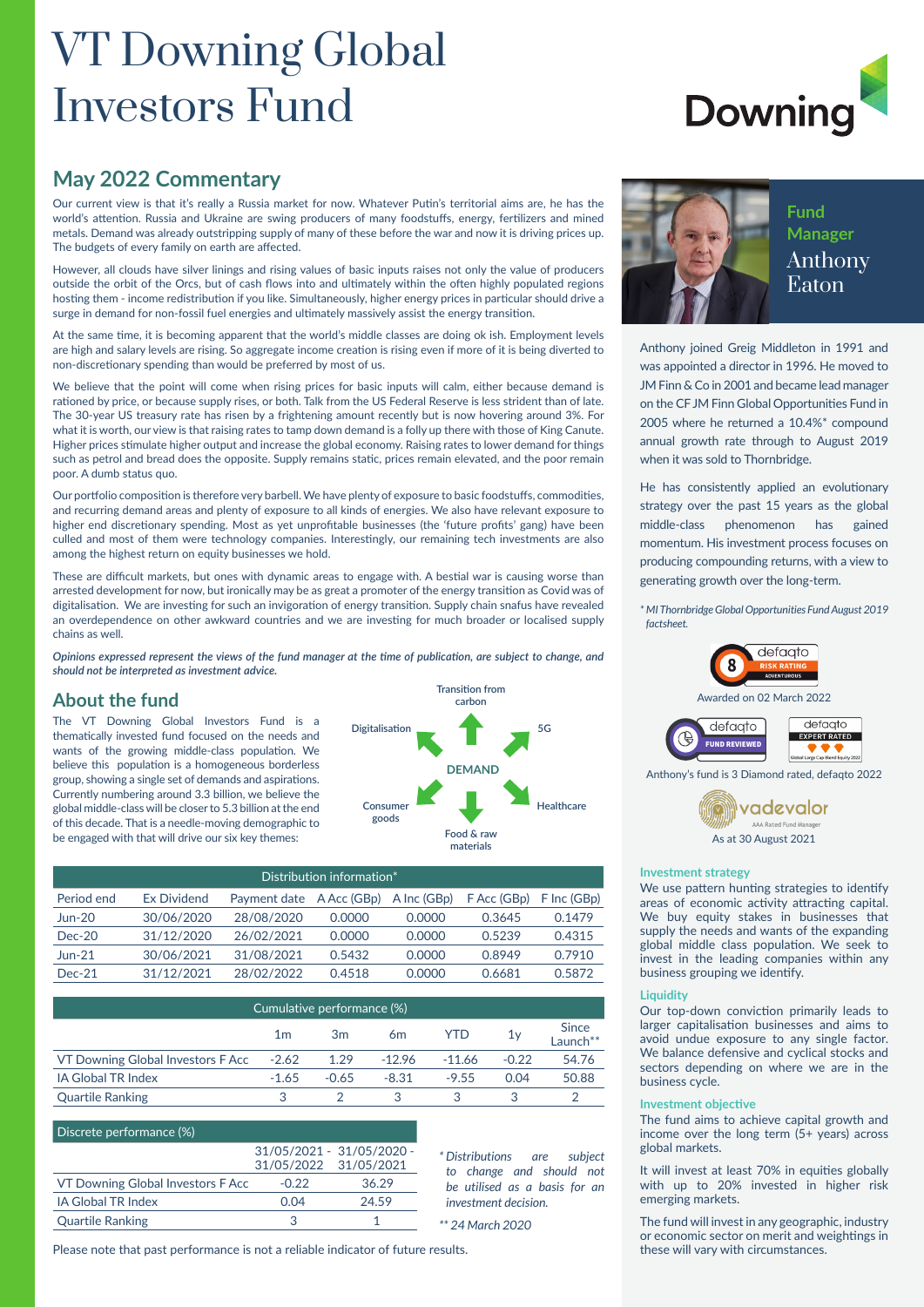# VT Downing Global Investors Fund

## May 2022 Commentary

Our current view is that it's really a Russia market for now. Whatever Putin's territorial aims are, he has the world's attention. Russia and Ukraine are swing producers of many foodstuffs, energy, fertilizers and mined metals. Demand was already outstripping supply of many of these before the war and now it is driving prices up. The budgets of every family on earth are affected.

However, all clouds have silver linings and rising values of basic inputs raises not only the value of producers outside the orbit of the Orcs, but of cash flows into and ultimately within the often highly populated regions hosting them - income redistribution if you like. Simultaneously, higher energy prices in particular should drive a surge in demand for non-fossil fuel energies and ultimately massively assist the energy transition.

At the same time, it is becoming apparent that the world's middle classes are doing ok ish. Employment levels are high and salary levels are rising. So aggregate income creation is rising even if more of it is being diverted to non-discretionary spending than would be preferred by most of us.

We believe that the point will come when rising prices for basic inputs will calm, either because demand is rationed by price, or because supply rises, or both. Talk from the US Federal Reserve is less strident than of late. The 30-year US treasury rate has risen by a frightening amount recently but is now hovering around 3%. For what it is worth, our view is that raising rates to tamp down demand is a folly up there with those of King Canute. Higher prices stimulate higher output and increase the global economy. Raising rates to lower demand for things such as petrol and bread does the opposite. Supply remains static, prices remain elevated, and the poor remain poor. A dumb status quo.

Our portfolio composition is therefore very barbell. We have plenty of exposure to basic foodstuffs, commodities, and recurring demand areas and plenty of exposure to all kinds of energies. We also have relevant exposure to higher end discretionary spending. Most as yet unprofitable businesses (the 'future profits' gang) have been culled and most of them were technology companies. Interestingly, our remaining tech investments are also among the highest return on equity businesses we hold.

These are difficult markets, but ones with dynamic areas to engage with. A bestial war is causing worse than arrested development for now, but ironically may be as great a promoter of the energy transition as Covid was of digitalisation. We are investing for such an invigoration of energy transition. Supply chain snafus have revealed an overdependence on other awkward countries and we are investing for much broader or localised supply chains as well.

***Opinions expressed represent the views of the fund manager at the time of publication, are subject to change, and should not be interpreted as investment advice.***

## About the fund

The VT Downing Global Investors Fund is a thematically invested fund focused on the needs and wants of the growing middle-class population. We believe this population is a homogeneous borderless group, showing a single set of demands and aspirations. Currently numbering around 3.3 billion, we believe the global middle-class will be closer to 5.3 billion at the end of this decade. That is a needle-moving demographic to be engaged with that will drive our six key themes:

Transition from carbon · 5G · Healthcare · Food & raw materials · Consumer goods · Digitalisation

**DEMAND**

| Distribution information* | | | | | | |
|---|---|---|---|---|---|---|
| Period end | Ex Dividend | Payment date | A Acc (GBp) | A Inc (GBp) | F Acc (GBp) | F Inc (GBp) |
| Jun-20 | 30/06/2020 | 28/08/2020 | 0.0000 | 0.0000 | 0.3645 | 0.1479 |
| Dec-20 | 31/12/2020 | 26/02/2021 | 0.0000 | 0.0000 | 0.5239 | 0.4315 |
| Jun-21 | 30/06/2021 | 31/08/2021 | 0.5432 | 0.0000 | 0.8949 | 0.7910 |
| Dec-21 | 31/12/2021 | 28/02/2022 | 0.4518 | 0.0000 | 0.6681 | 0.5872 |

| Cumulative performance (%) | 1m | 3m | 6m | YTD | 1y | Since Launch** |
|---|---|---|---|---|---|---|
| VT Downing Global Investors F Acc | -2.62 | 1.29 | -12.96 | -11.66 | -0.22 | 54.76 |
| IA Global TR Index | -1.65 | -0.65 | -8.31 | -9.55 | 0.04 | 50.88 |
| Quartile Ranking | 3 | 2 | 3 | 3 | 3 | 2 |

| Discrete performance (%) | 31/05/2021 - 31/05/2022 | 31/05/2020 - 31/05/2021 |
|---|---|---|
| VT Downing Global Investors F Acc | -0.22 | 36.29 |
| IA Global TR Index | 0.04 | 24.59 |
| Quartile Ranking | 3 | 1 |

*\* Distributions are subject to change and should not be utilised as a basis for an investment decision.*

*\*\* 24 March 2020*

Please note that past performance is not a reliable indicator of future results.

## Fund Manager Anthony Eaton

Anthony joined Greig Middleton in 1991 and was appointed a director in 1996. He moved to JM Finn & Co in 2001 and became lead manager on the CF JM Finn Global Opportunities Fund in 2005 where he returned a 10.4%* compound annual growth rate through to August 2019 when it was sold to Thornbridge.

He has consistently applied an evolutionary strategy over the past 15 years as the global middle-class phenomenon has gained momentum. His investment process focuses on producing compounding returns, with a view to generating growth over the long-term.

*\* MI Thornbridge Global Opportunities Fund August 2019 factsheet.*

defaqto 8 Risk Rating Adventurous — Awarded on 02 March 2022

defaqto Fund Reviewed · defaqto Expert Rated Global Large Cap Blend Equity 2022

Anthony's fund is 3 Diamond rated, defaqto 2022

vadevalor AAA Rated Fund Manager — As at 30 August 2021

### Investment strategy

We use pattern hunting strategies to identify areas of economic activity attracting capital. We buy equity stakes in businesses that supply the needs and wants of the expanding global middle class population. We seek to invest in the leading companies within any business grouping we identify.

### Liquidity

Our top-down conviction primarily leads to larger capitalisation businesses and aims to avoid undue exposure to any single factor. We balance defensive and cyclical stocks and sectors depending on where we are in the business cycle.

### Investment objective

The fund aims to achieve capital growth and income over the long term (5+ years) across global markets.

It will invest at least 70% in equities globally with up to 20% invested in higher risk emerging markets.

The fund will invest in any geographic, industry or economic sector on merit and weightings in these will vary with circumstances.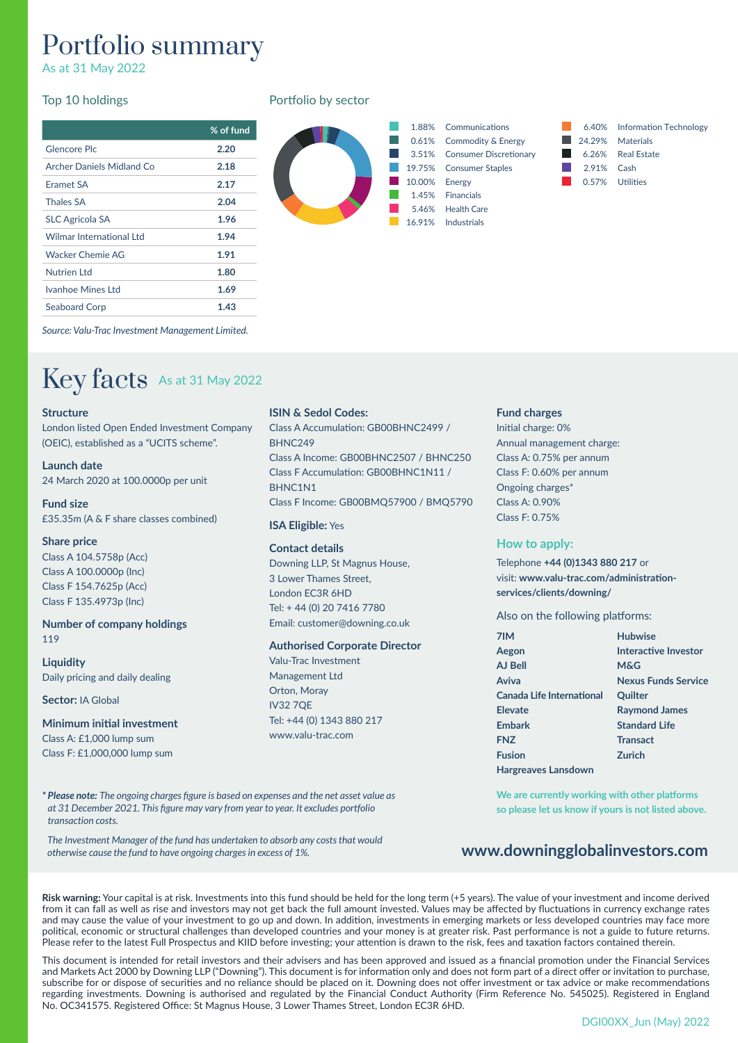# Portfolio summary

As at 31 May 2022

## Top 10 holdings

| | % of fund |
|---|---|
| Glencore Plc | 2.20 |
| Archer Daniels Midland Co | 2.18 |
| Eramet SA | 2.17 |
| Thales SA | 2.04 |
| SLC Agricola SA | 1.96 |
| Wilmar International Ltd | 1.94 |
| Wacker Chemie AG | 1.91 |
| Nutrien Ltd | 1.80 |
| Ivanhoe Mines Ltd | 1.69 |
| Seaboard Corp | 1.43 |

*Source: Valu-Trac Investment Management Limited.*

## Portfolio by sector

1.88% Communications
0.61% Commodity & Energy
3.51% Consumer Discretionary
19.75% Consumer Staples
10.00% Energy
1.45% Financials
5.46% Health Care
16.91% Industrials
6.40% Information Technology
24.29% Materials
6.26% Real Estate
2.91% Cash
0.57% Utilities

# Key facts

As at 31 May 2022

**Structure**
London listed Open Ended Investment Company (OEIC), established as a "UCITS scheme".

**Launch date**
24 March 2020 at 100.0000p per unit

**Fund size**
£35.35m (A & F share classes combined)

**Share price**
Class A 104.5758p (Acc)
Class A 100.0000p (Inc)
Class F 154.7625p (Acc)
Class F 135.4973p (Inc)

**Number of company holdings**
119

**Liquidity**
Daily pricing and daily dealing

**Sector:** IA Global

**Minimum initial investment**
Class A: £1,000 lump sum
Class F: £1,000,000 lump sum

**ISIN & Sedol Codes:**
Class A Accumulation: GB00BHNC2499 / BHNC249
Class A Income: GB00BHNC2507 / BHNC250
Class F Accumulation: GB00BHNC1N11 / BHNC1N1
Class F Income: GB00BMQ57900 / BMQ5790

**ISA Eligible:** Yes

**Contact details**
Downing LLP, St Magnus House,
3 Lower Thames Street,
London EC3R 6HD
Tel: + 44 (0) 20 7416 7780
Email: customer@downing.co.uk

**Authorised Corporate Director**
Valu-Trac Investment Management Ltd
Orton, Moray
IV32 7QE
Tel: +44 (0) 1343 880 217
www.valu-trac.com

**Fund charges**
Initial charge: 0%
Annual management charge:
Class A: 0.75% per annum
Class F: 0.60% per annum
Ongoing charges*
Class A: 0.90%
Class F: 0.75%

**How to apply:**

Telephone **+44 (0)1343 880 217** or visit: **www.valu-trac.com/administration-services/clients/downing/**

Also on the following platforms:

**7IM**
**Aegon**
**AJ Bell**
**Aviva**
**Canada Life International**
**Elevate**
**Embark**
**FNZ**
**Fusion**
**Hargreaves Lansdown**
**Hubwise**
**Interactive Investor**
**M&G**
**Nexus Funds Service**
**Quilter**
**Raymond James**
**Standard Life**
**Transact**
**Zurich**

**We are currently working with other platforms so please let us know if yours is not listed above.**

*\* **Please note:** The ongoing charges figure is based on expenses and the net asset value as at 31 December 2021. This figure may vary from year to year. It excludes portfolio transaction costs.*

*The Investment Manager of the fund has undertaken to absorb any costs that would otherwise cause the fund to have ongoing charges in excess of 1%.*

**www.downingglobalinvestors.com**

**Risk warning:** Your capital is at risk. Investments into this fund should be held for the long term (+5 years). The value of your investment and income derived from it can fall as well as rise and investors may not get back the full amount invested. Values may be affected by fluctuations in currency exchange rates and may cause the value of your investment to go up and down. In addition, investments in emerging markets or less developed countries may face more political, economic or structural challenges than developed countries and your money is at greater risk. Past performance is not a guide to future returns. Please refer to the latest Full Prospectus and KIID before investing; your attention is drawn to the risk, fees and taxation factors contained therein.

This document is intended for retail investors and their advisers and has been approved and issued as a financial promotion under the Financial Services and Markets Act 2000 by Downing LLP ("Downing"). This document is for information only and does not form part of a direct offer or invitation to purchase, subscribe for or dispose of securities and no reliance should be placed on it. Downing does not offer investment or tax advice or make recommendations regarding investments. Downing is authorised and regulated by the Financial Conduct Authority (Firm Reference No. 545025). Registered in England No. OC341575. Registered Office: St Magnus House, 3 Lower Thames Street, London EC3R 6HD.

DGI00XX_Jun (May) 2022